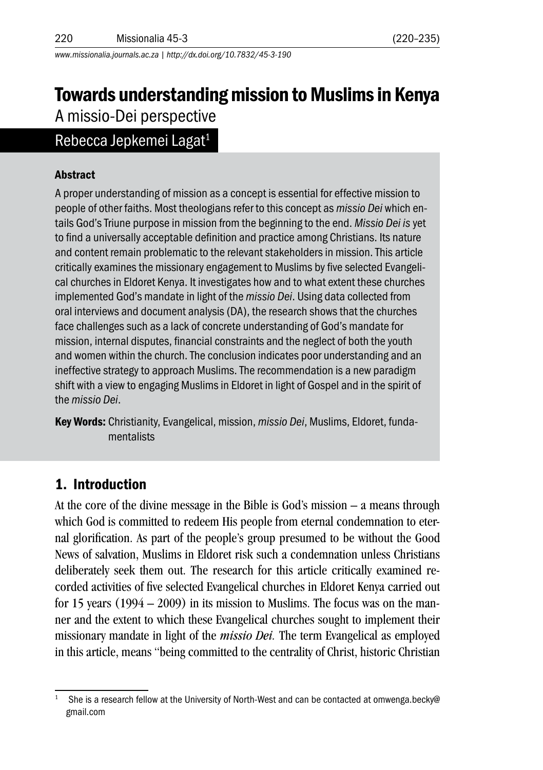# Towards understanding mission to Muslims in Kenya

A missio-Dei perspective

Rebecca Jepkemei Lagat[1]

### Abstract

A proper understanding of mission as a concept is essential for effective mission to people of other faiths. Most theologians refer to this concept as *missio Dei* which entails God's Triune purpose in mission from the beginning to the end. *Missio Dei is* yet to find a universally acceptable definition and practice among Christians. Its nature and content remain problematic to the relevant stakeholders in mission. This article critically examines the missionary engagement to Muslims by five selected Evangelical churches in Eldoret Kenya. It investigates how and to what extent these churches implemented God's mandate in light of the *missio Dei*. Using data collected from oral interviews and document analysis (DA), the research shows that the churches face challenges such as a lack of concrete understanding of God's mandate for mission, internal disputes, financial constraints and the neglect of both the youth and women within the church. The conclusion indicates poor understanding and an ineffective strategy to approach Muslims. The recommendation is a new paradigm shift with a view to engaging Muslims in Eldoret in light of Gospel and in the spirit of the *missio Dei*.

**Key Words:** Christianity, Evangelical, mission, *missio Dei*, Muslims, Eldoret, fundamentalists

## 1. Introduction

At the core of the divine message in the Bible is God's mission – a means through which God is committed to redeem His people from eternal condemnation to eternal glorification. As part of the people's group presumed to be without the Good News of salvation, Muslims in Eldoret risk such a condemnation unless Christians deliberately seek them out. The research for this article critically examined recorded activities of five selected Evangelical churches in Eldoret Kenya carried out for 15 years (1994 – 2009) in its mission to Muslims. The focus was on the manner and the extent to which these Evangelical churches sought to implement their missionary mandate in light of the *missio Dei.* The term Evangelical as employed in this article, means "being committed to the centrality of Christ, historic Christian

[1] She is a research fellow at the University of North-West and can be contacted at omwenga.becky@gmail.com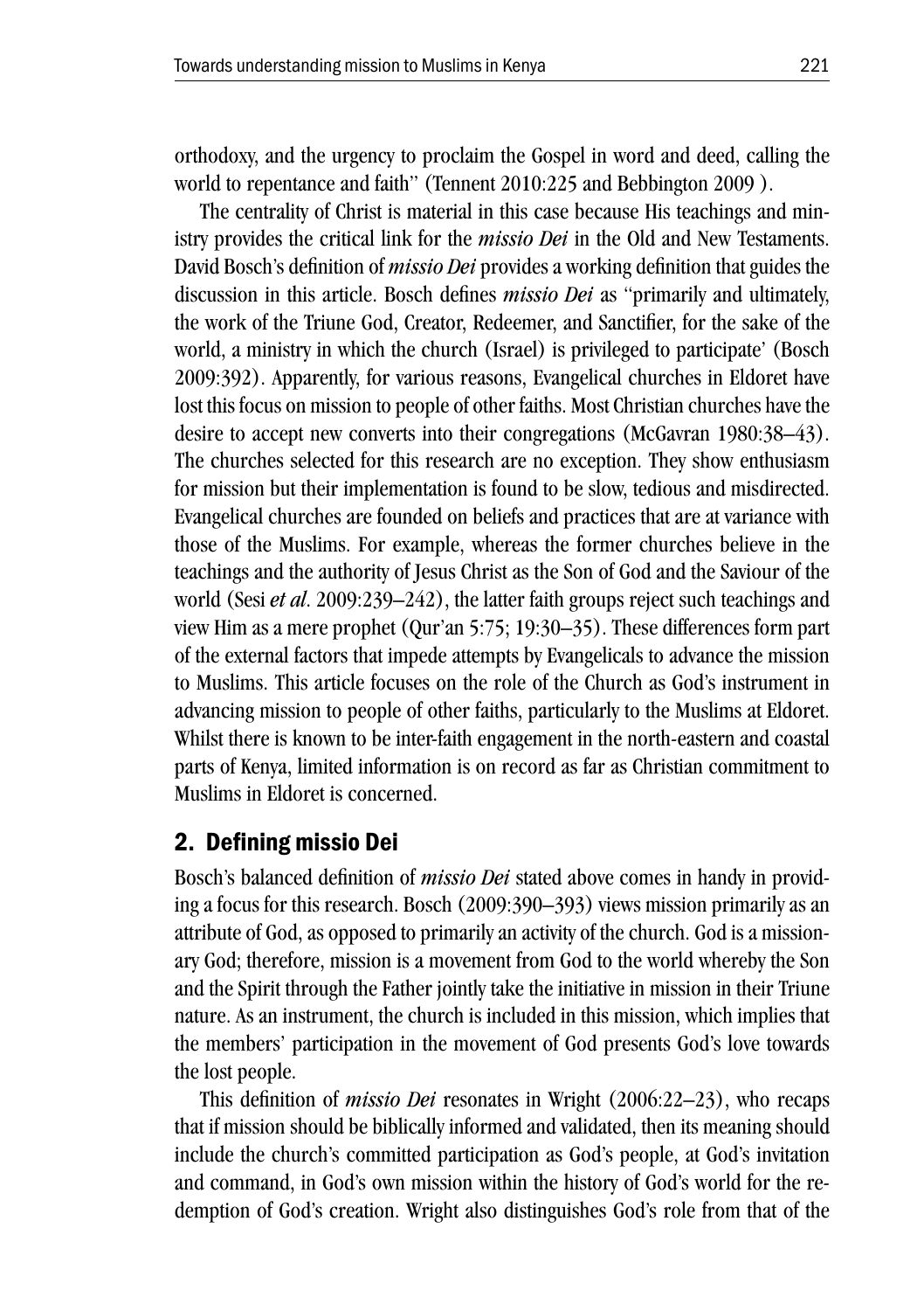orthodoxy, and the urgency to proclaim the Gospel in word and deed, calling the world to repentance and faith" (Tennent 2010:225 and Bebbington 2009 ).

The centrality of Christ is material in this case because His teachings and ministry provides the critical link for the *missio Dei* in the Old and New Testaments. David Bosch's definition of *missio Dei* provides a working definition that guides the discussion in this article. Bosch defines *missio Dei* as "primarily and ultimately, the work of the Triune God, Creator, Redeemer, and Sanctifier, for the sake of the world, a ministry in which the church (Israel) is privileged to participate' (Bosch 2009:392). Apparently, for various reasons, Evangelical churches in Eldoret have lost this focus on mission to people of other faiths. Most Christian churches have the desire to accept new converts into their congregations (McGavran 1980:38–43). The churches selected for this research are no exception. They show enthusiasm for mission but their implementation is found to be slow, tedious and misdirected. Evangelical churches are founded on beliefs and practices that are at variance with those of the Muslims. For example, whereas the former churches believe in the teachings and the authority of Jesus Christ as the Son of God and the Saviour of the world (Sesi *et al*. 2009:239–242), the latter faith groups reject such teachings and view Him as a mere prophet (Qur'an 5:75; 19:30–35). These differences form part of the external factors that impede attempts by Evangelicals to advance the mission to Muslims. This article focuses on the role of the Church as God's instrument in advancing mission to people of other faiths, particularly to the Muslims at Eldoret. Whilst there is known to be inter-faith engagement in the north-eastern and coastal parts of Kenya, limited information is on record as far as Christian commitment to Muslims in Eldoret is concerned.

## 2. Defining missio Dei

Bosch's balanced definition of *missio Dei* stated above comes in handy in providing a focus for this research. Bosch (2009:390–393) views mission primarily as an attribute of God, as opposed to primarily an activity of the church. God is a missionary God; therefore, mission is a movement from God to the world whereby the Son and the Spirit through the Father jointly take the initiative in mission in their Triune nature. As an instrument, the church is included in this mission, which implies that the members' participation in the movement of God presents God's love towards the lost people.

This definition of *missio Dei* resonates in Wright (2006:22–23), who recaps that if mission should be biblically informed and validated, then its meaning should include the church's committed participation as God's people, at God's invitation and command, in God's own mission within the history of God's world for the redemption of God's creation. Wright also distinguishes God's role from that of the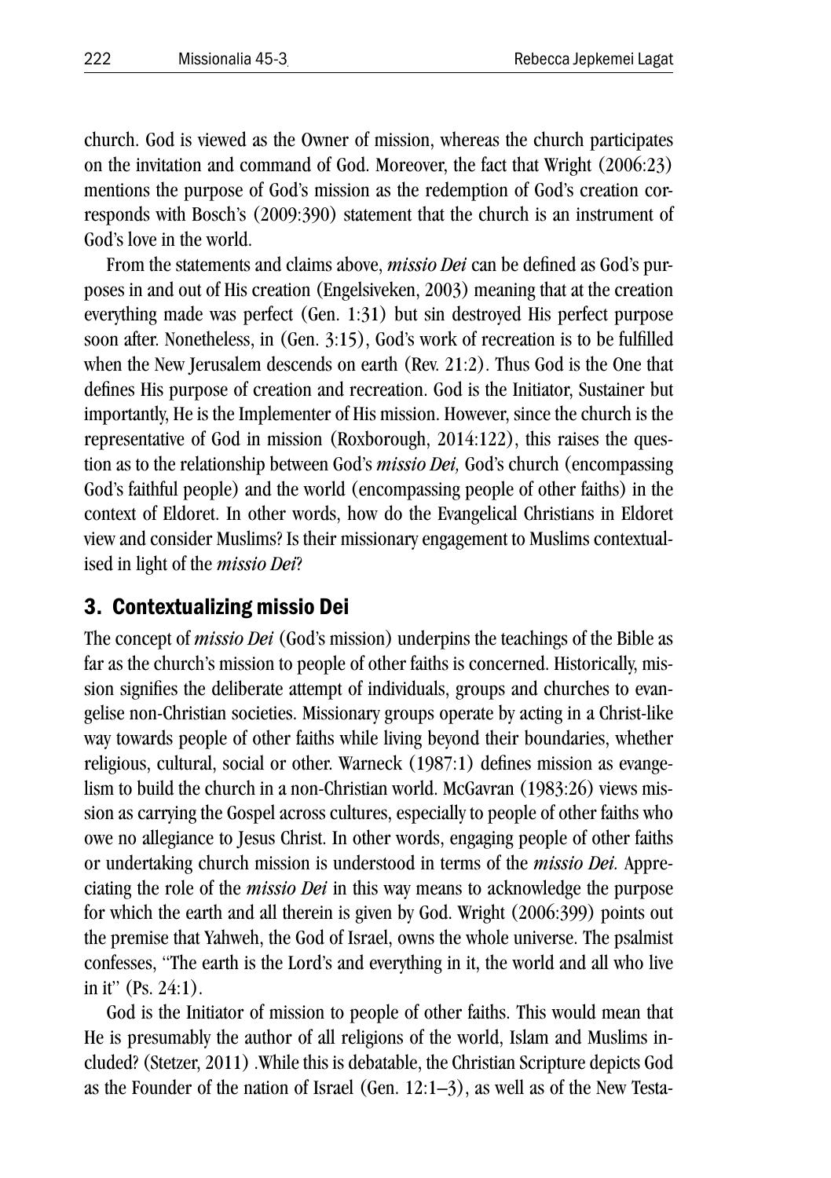church. God is viewed as the Owner of mission, whereas the church participates on the invitation and command of God. Moreover, the fact that Wright (2006:23) mentions the purpose of God's mission as the redemption of God's creation corresponds with Bosch's (2009:390) statement that the church is an instrument of God's love in the world.

From the statements and claims above, *missio Dei* can be defined as God's purposes in and out of His creation (Engelsiveken, 2003) meaning that at the creation everything made was perfect (Gen. 1:31) but sin destroyed His perfect purpose soon after. Nonetheless, in (Gen. 3:15), God's work of recreation is to be fulfilled when the New Jerusalem descends on earth (Rev. 21:2). Thus God is the One that defines His purpose of creation and recreation. God is the Initiator, Sustainer but importantly, He is the Implementer of His mission. However, since the church is the representative of God in mission (Roxborough, 2014:122), this raises the question as to the relationship between God's *missio Dei,* God's church (encompassing God's faithful people) and the world (encompassing people of other faiths) in the context of Eldoret. In other words, how do the Evangelical Christians in Eldoret view and consider Muslims? Is their missionary engagement to Muslims contextualised in light of the *missio Dei*?

## 3. Contextualizing missio Dei

The concept of *missio Dei* (God's mission) underpins the teachings of the Bible as far as the church's mission to people of other faiths is concerned. Historically, mission signifies the deliberate attempt of individuals, groups and churches to evangelise non-Christian societies. Missionary groups operate by acting in a Christ-like way towards people of other faiths while living beyond their boundaries, whether religious, cultural, social or other. Warneck (1987:1) defines mission as evangelism to build the church in a non-Christian world. McGavran (1983:26) views mission as carrying the Gospel across cultures, especially to people of other faiths who owe no allegiance to Jesus Christ. In other words, engaging people of other faiths or undertaking church mission is understood in terms of the *missio Dei.* Appreciating the role of the *missio Dei* in this way means to acknowledge the purpose for which the earth and all therein is given by God. Wright (2006:399) points out the premise that Yahweh, the God of Israel, owns the whole universe. The psalmist confesses, "The earth is the Lord's and everything in it, the world and all who live in it" (Ps. 24:1).

God is the Initiator of mission to people of other faiths. This would mean that He is presumably the author of all religions of the world, Islam and Muslims included? (Stetzer, 2011) .While this is debatable, the Christian Scripture depicts God as the Founder of the nation of Israel (Gen. 12:1–3), as well as of the New Testa-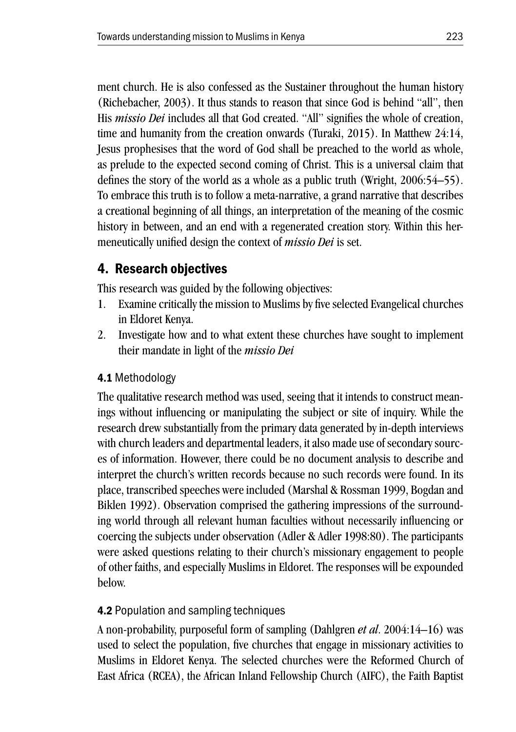ment church. He is also confessed as the Sustainer throughout the human history (Richebacher, 2003). It thus stands to reason that since God is behind "all", then His *missio Dei* includes all that God created. "All" signifies the whole of creation, time and humanity from the creation onwards (Turaki, 2015). In Matthew 24:14, Jesus prophesises that the word of God shall be preached to the world as whole, as prelude to the expected second coming of Christ. This is a universal claim that defines the story of the world as a whole as a public truth (Wright, 2006:54–55). To embrace this truth is to follow a meta-narrative, a grand narrative that describes a creational beginning of all things, an interpretation of the meaning of the cosmic history in between, and an end with a regenerated creation story. Within this hermeneutically unified design the context of *missio Dei* is set.

## 4. Research objectives

This research was guided by the following objectives:

1. Examine critically the mission to Muslims by five selected Evangelical churches in Eldoret Kenya.
2. Investigate how and to what extent these churches have sought to implement their mandate in light of the *missio Dei*

### 4.1 Methodology

The qualitative research method was used, seeing that it intends to construct meanings without influencing or manipulating the subject or site of inquiry. While the research drew substantially from the primary data generated by in-depth interviews with church leaders and departmental leaders, it also made use of secondary sources of information. However, there could be no document analysis to describe and interpret the church's written records because no such records were found. In its place, transcribed speeches were included (Marshal & Rossman 1999, Bogdan and Biklen 1992). Observation comprised the gathering impressions of the surrounding world through all relevant human faculties without necessarily influencing or coercing the subjects under observation (Adler & Adler 1998:80). The participants were asked questions relating to their church's missionary engagement to people of other faiths, and especially Muslims in Eldoret. The responses will be expounded below.

### 4.2 Population and sampling techniques

A non-probability, purposeful form of sampling (Dahlgren *et al*. 2004:14–16) was used to select the population, five churches that engage in missionary activities to Muslims in Eldoret Kenya. The selected churches were the Reformed Church of East Africa (RCEA), the African Inland Fellowship Church (AIFC), the Faith Baptist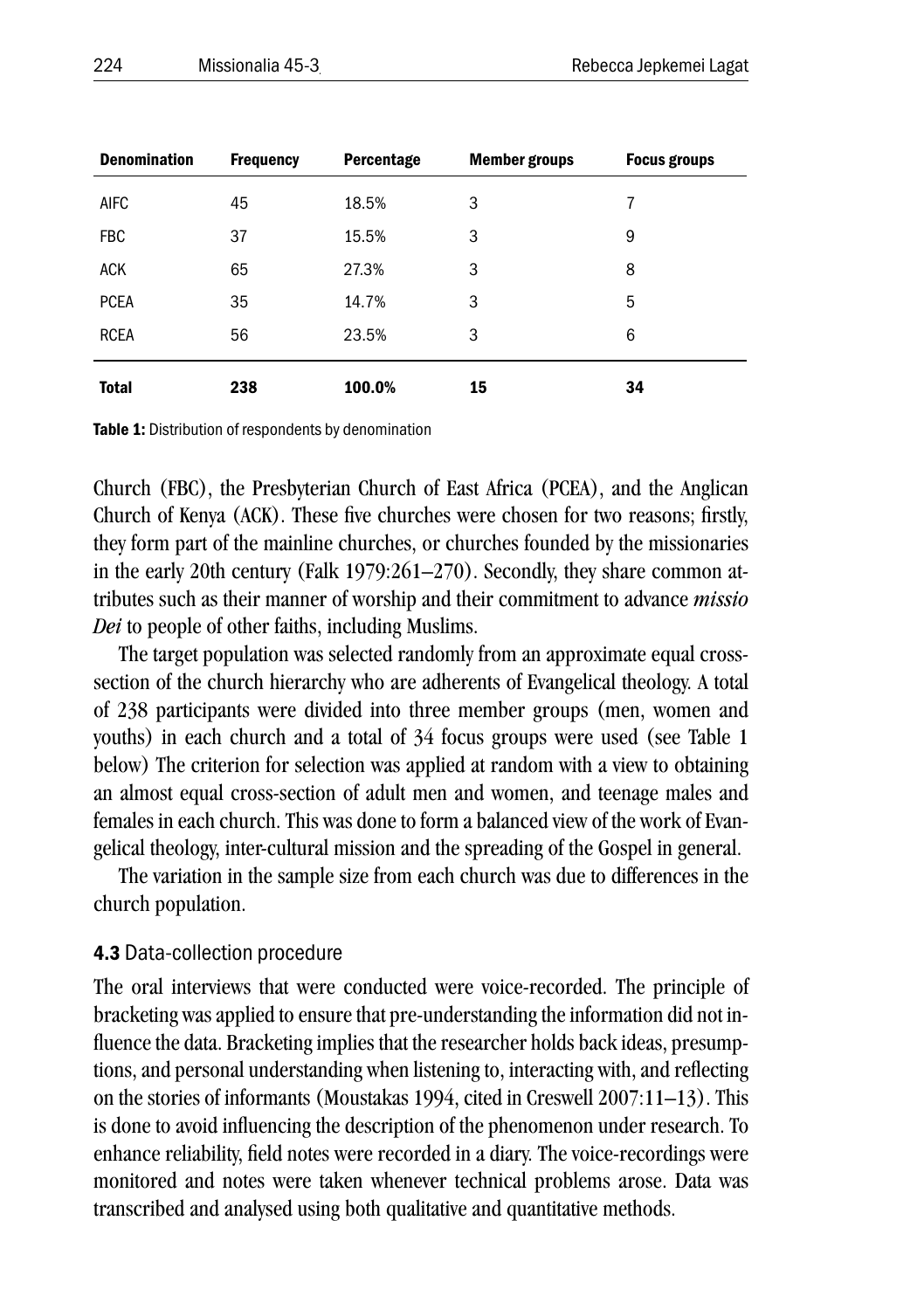| Denomination | Frequency | Percentage | Member groups | Focus groups |
|---|---|---|---|---|
| AIFC | 45 | 18.5% | 3 | 7 |
| FBC | 37 | 15.5% | 3 | 9 |
| ACK | 65 | 27.3% | 3 | 8 |
| PCEA | 35 | 14.7% | 3 | 5 |
| RCEA | 56 | 23.5% | 3 | 6 |
| **Total** | **238** | **100.0%** | **15** | **34** |

**Table 1:** Distribution of respondents by denomination

Church (FBC), the Presbyterian Church of East Africa (PCEA), and the Anglican Church of Kenya (ACK). These five churches were chosen for two reasons; firstly, they form part of the mainline churches, or churches founded by the missionaries in the early 20th century (Falk 1979:261–270). Secondly, they share common attributes such as their manner of worship and their commitment to advance *missio Dei* to people of other faiths, including Muslims.

The target population was selected randomly from an approximate equal cross-section of the church hierarchy who are adherents of Evangelical theology. A total of 238 participants were divided into three member groups (men, women and youths) in each church and a total of 34 focus groups were used (see Table 1 below) The criterion for selection was applied at random with a view to obtaining an almost equal cross-section of adult men and women, and teenage males and females in each church. This was done to form a balanced view of the work of Evangelical theology, inter-cultural mission and the spreading of the Gospel in general.

The variation in the sample size from each church was due to differences in the church population.

### **4.3** Data-collection procedure

The oral interviews that were conducted were voice-recorded. The principle of bracketing was applied to ensure that pre-understanding the information did not influence the data. Bracketing implies that the researcher holds back ideas, presumptions, and personal understanding when listening to, interacting with, and reflecting on the stories of informants (Moustakas 1994, cited in Creswell 2007:11–13). This is done to avoid influencing the description of the phenomenon under research. To enhance reliability, field notes were recorded in a diary. The voice-recordings were monitored and notes were taken whenever technical problems arose. Data was transcribed and analysed using both qualitative and quantitative methods.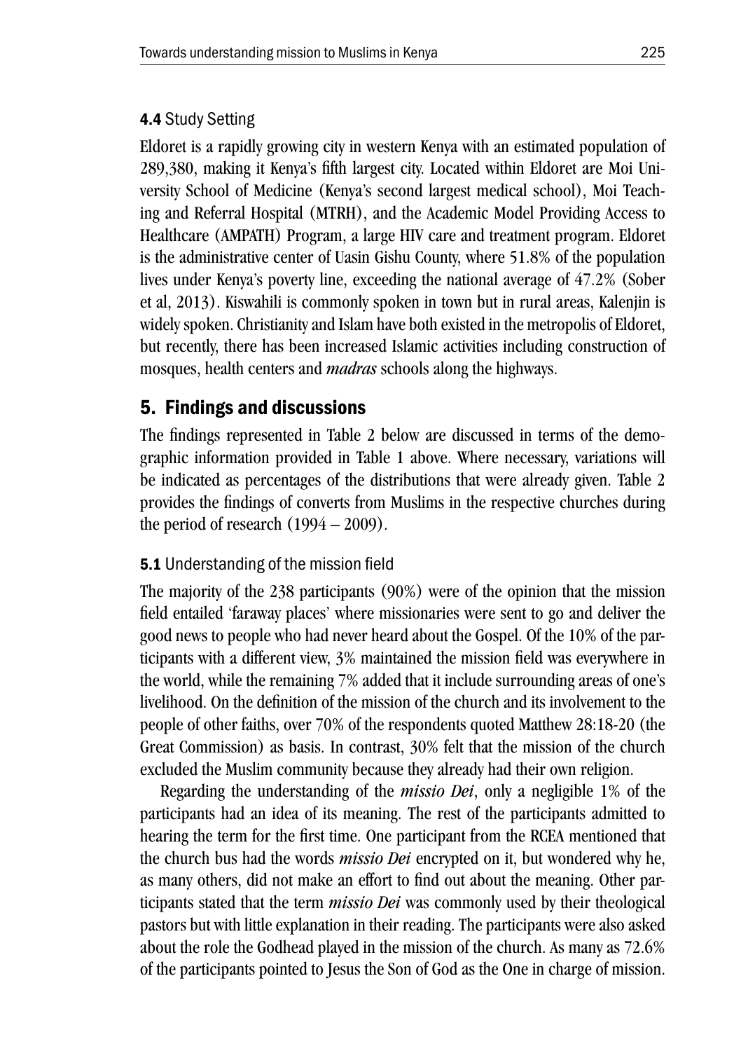### **4.4** Study Setting

Eldoret is a rapidly growing city in western Kenya with an estimated population of 289,380, making it Kenya's fifth largest city. Located within Eldoret are Moi University School of Medicine (Kenya's second largest medical school), Moi Teaching and Referral Hospital (MTRH), and the Academic Model Providing Access to Healthcare (AMPATH) Program, a large HIV care and treatment program. Eldoret is the administrative center of Uasin Gishu County, where 51.8% of the population lives under Kenya's poverty line, exceeding the national average of 47.2% (Sober et al, 2013). Kiswahili is commonly spoken in town but in rural areas, Kalenjin is widely spoken. Christianity and Islam have both existed in the metropolis of Eldoret, but recently, there has been increased Islamic activities including construction of mosques, health centers and *madras* schools along the highways.

## 5. Findings and discussions

The findings represented in Table 2 below are discussed in terms of the demographic information provided in Table 1 above. Where necessary, variations will be indicated as percentages of the distributions that were already given. Table 2 provides the findings of converts from Muslims in the respective churches during the period of research (1994 – 2009).

### **5.1** Understanding of the mission field

The majority of the 238 participants (90%) were of the opinion that the mission field entailed 'faraway places' where missionaries were sent to go and deliver the good news to people who had never heard about the Gospel. Of the 10% of the participants with a different view, 3% maintained the mission field was everywhere in the world, while the remaining 7% added that it include surrounding areas of one's livelihood. On the definition of the mission of the church and its involvement to the people of other faiths, over 70% of the respondents quoted Matthew 28:18-20 (the Great Commission) as basis. In contrast, 30% felt that the mission of the church excluded the Muslim community because they already had their own religion.

Regarding the understanding of the *missio Dei*, only a negligible 1% of the participants had an idea of its meaning. The rest of the participants admitted to hearing the term for the first time. One participant from the RCEA mentioned that the church bus had the words *missio Dei* encrypted on it, but wondered why he, as many others, did not make an effort to find out about the meaning. Other participants stated that the term *missio Dei* was commonly used by their theological pastors but with little explanation in their reading. The participants were also asked about the role the Godhead played in the mission of the church. As many as 72.6% of the participants pointed to Jesus the Son of God as the One in charge of mission.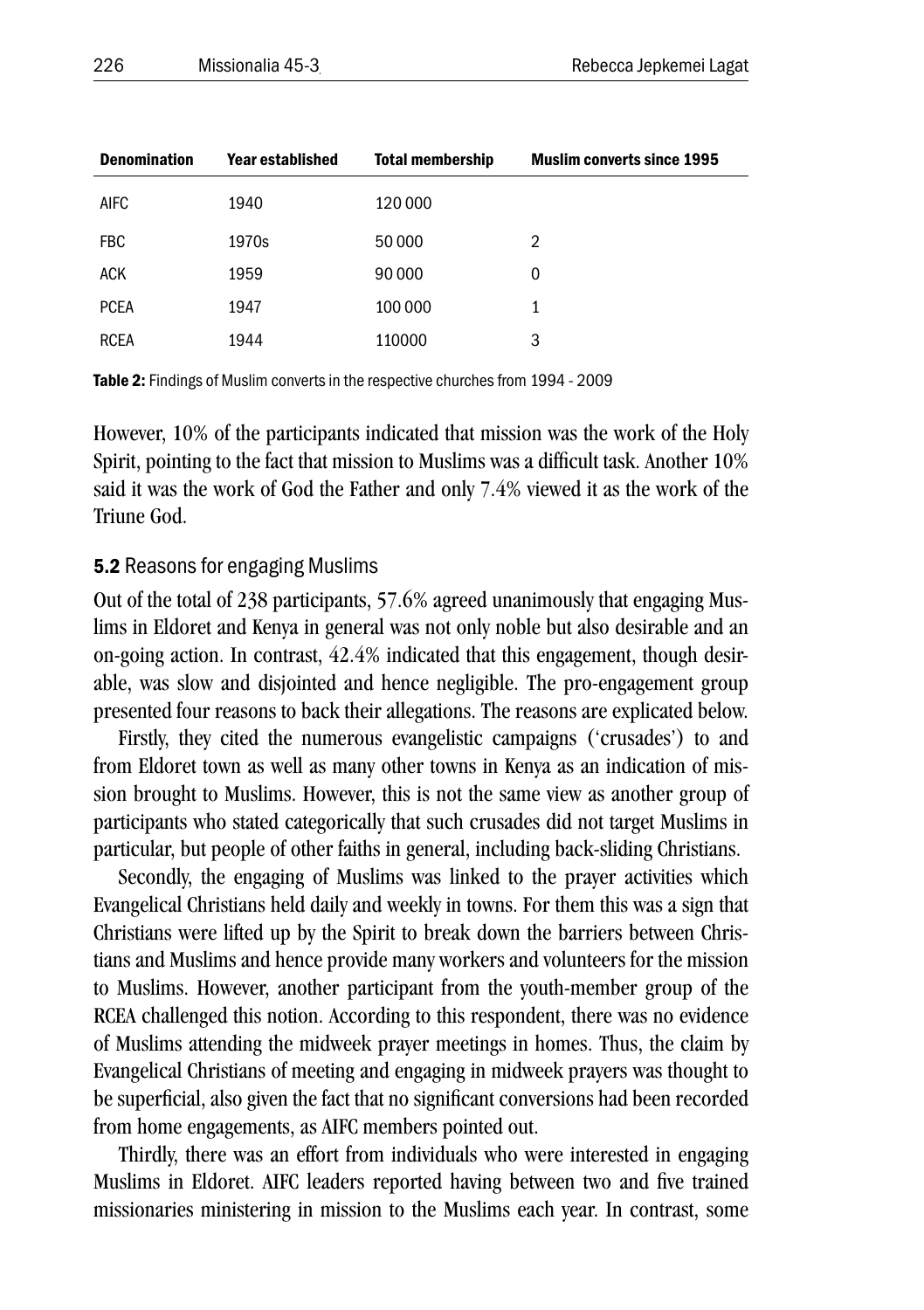| Denomination | Year established | Total membership | Muslim converts since 1995 |
|---|---|---|---|
| AIFC | 1940 | 120 000 | |
| FBC | 1970s | 50 000 | 2 |
| ACK | 1959 | 90 000 | 0 |
| PCEA | 1947 | 100 000 | 1 |
| RCEA | 1944 | 110000 | 3 |

**Table 2:** Findings of Muslim converts in the respective churches from 1994 - 2009

However, 10% of the participants indicated that mission was the work of the Holy Spirit, pointing to the fact that mission to Muslims was a difficult task. Another 10% said it was the work of God the Father and only 7.4% viewed it as the work of the Triune God.

### **5.2** Reasons for engaging Muslims

Out of the total of 238 participants, 57.6% agreed unanimously that engaging Muslims in Eldoret and Kenya in general was not only noble but also desirable and an on-going action. In contrast, 42.4% indicated that this engagement, though desirable, was slow and disjointed and hence negligible. The pro-engagement group presented four reasons to back their allegations. The reasons are explicated below.

Firstly, they cited the numerous evangelistic campaigns ('crusades') to and from Eldoret town as well as many other towns in Kenya as an indication of mission brought to Muslims. However, this is not the same view as another group of participants who stated categorically that such crusades did not target Muslims in particular, but people of other faiths in general, including back-sliding Christians.

Secondly, the engaging of Muslims was linked to the prayer activities which Evangelical Christians held daily and weekly in towns. For them this was a sign that Christians were lifted up by the Spirit to break down the barriers between Christians and Muslims and hence provide many workers and volunteers for the mission to Muslims. However, another participant from the youth-member group of the RCEA challenged this notion. According to this respondent, there was no evidence of Muslims attending the midweek prayer meetings in homes. Thus, the claim by Evangelical Christians of meeting and engaging in midweek prayers was thought to be superficial, also given the fact that no significant conversions had been recorded from home engagements, as AIFC members pointed out.

Thirdly, there was an effort from individuals who were interested in engaging Muslims in Eldoret. AIFC leaders reported having between two and five trained missionaries ministering in mission to the Muslims each year. In contrast, some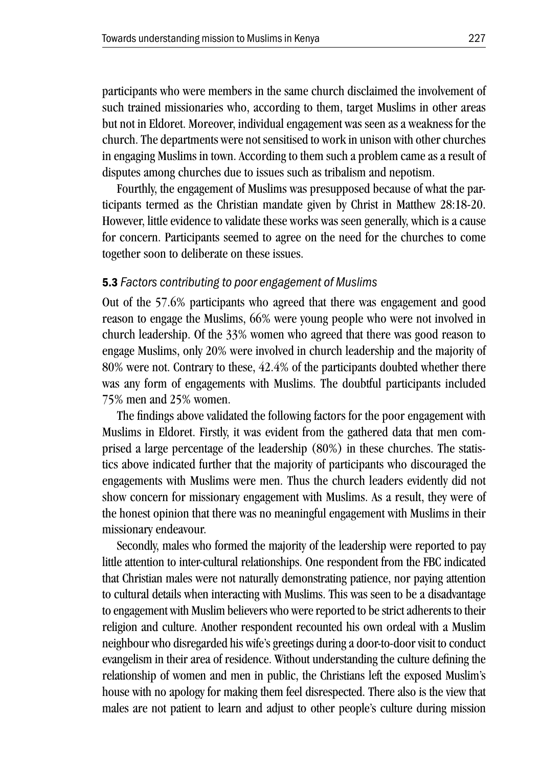participants who were members in the same church disclaimed the involvement of such trained missionaries who, according to them, target Muslims in other areas but not in Eldoret. Moreover, individual engagement was seen as a weakness for the church. The departments were not sensitised to work in unison with other churches in engaging Muslims in town. According to them such a problem came as a result of disputes among churches due to issues such as tribalism and nepotism.

Fourthly, the engagement of Muslims was presupposed because of what the participants termed as the Christian mandate given by Christ in Matthew 28:18-20. However, little evidence to validate these works was seen generally, which is a cause for concern. Participants seemed to agree on the need for the churches to come together soon to deliberate on these issues.

### **5.3** *Factors contributing to poor engagement of Muslims*

Out of the 57.6% participants who agreed that there was engagement and good reason to engage the Muslims, 66% were young people who were not involved in church leadership. Of the 33% women who agreed that there was good reason to engage Muslims, only 20% were involved in church leadership and the majority of 80% were not. Contrary to these, 42.4% of the participants doubted whether there was any form of engagements with Muslims. The doubtful participants included 75% men and 25% women.

The findings above validated the following factors for the poor engagement with Muslims in Eldoret. Firstly, it was evident from the gathered data that men comprised a large percentage of the leadership (80%) in these churches. The statistics above indicated further that the majority of participants who discouraged the engagements with Muslims were men. Thus the church leaders evidently did not show concern for missionary engagement with Muslims. As a result, they were of the honest opinion that there was no meaningful engagement with Muslims in their missionary endeavour.

Secondly, males who formed the majority of the leadership were reported to pay little attention to inter-cultural relationships. One respondent from the FBC indicated that Christian males were not naturally demonstrating patience, nor paying attention to cultural details when interacting with Muslims. This was seen to be a disadvantage to engagement with Muslim believers who were reported to be strict adherents to their religion and culture. Another respondent recounted his own ordeal with a Muslim neighbour who disregarded his wife's greetings during a door-to-door visit to conduct evangelism in their area of residence. Without understanding the culture defining the relationship of women and men in public, the Christians left the exposed Muslim's house with no apology for making them feel disrespected. There also is the view that males are not patient to learn and adjust to other people's culture during mission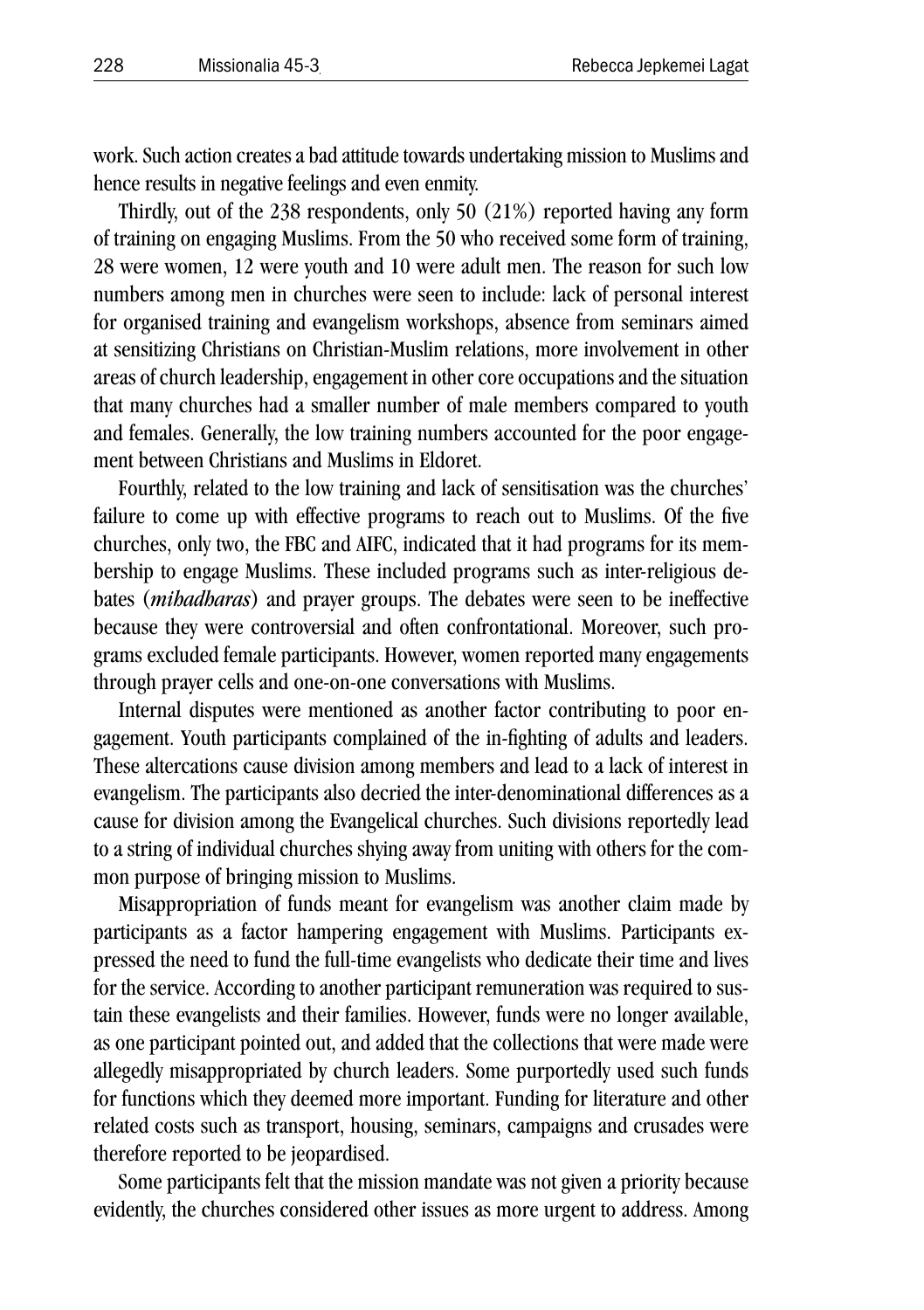work. Such action creates a bad attitude towards undertaking mission to Muslims and hence results in negative feelings and even enmity.

Thirdly, out of the 238 respondents, only 50 (21%) reported having any form of training on engaging Muslims. From the 50 who received some form of training, 28 were women, 12 were youth and 10 were adult men. The reason for such low numbers among men in churches were seen to include: lack of personal interest for organised training and evangelism workshops, absence from seminars aimed at sensitizing Christians on Christian-Muslim relations, more involvement in other areas of church leadership, engagement in other core occupations and the situation that many churches had a smaller number of male members compared to youth and females. Generally, the low training numbers accounted for the poor engagement between Christians and Muslims in Eldoret.

Fourthly, related to the low training and lack of sensitisation was the churches' failure to come up with effective programs to reach out to Muslims. Of the five churches, only two, the FBC and AIFC, indicated that it had programs for its membership to engage Muslims. These included programs such as inter-religious debates (*mihadharas*) and prayer groups. The debates were seen to be ineffective because they were controversial and often confrontational. Moreover, such programs excluded female participants. However, women reported many engagements through prayer cells and one-on-one conversations with Muslims.

Internal disputes were mentioned as another factor contributing to poor engagement. Youth participants complained of the in-fighting of adults and leaders. These altercations cause division among members and lead to a lack of interest in evangelism. The participants also decried the inter-denominational differences as a cause for division among the Evangelical churches. Such divisions reportedly lead to a string of individual churches shying away from uniting with others for the common purpose of bringing mission to Muslims.

Misappropriation of funds meant for evangelism was another claim made by participants as a factor hampering engagement with Muslims. Participants expressed the need to fund the full-time evangelists who dedicate their time and lives for the service. According to another participant remuneration was required to sustain these evangelists and their families. However, funds were no longer available, as one participant pointed out, and added that the collections that were made were allegedly misappropriated by church leaders. Some purportedly used such funds for functions which they deemed more important. Funding for literature and other related costs such as transport, housing, seminars, campaigns and crusades were therefore reported to be jeopardised.

Some participants felt that the mission mandate was not given a priority because evidently, the churches considered other issues as more urgent to address. Among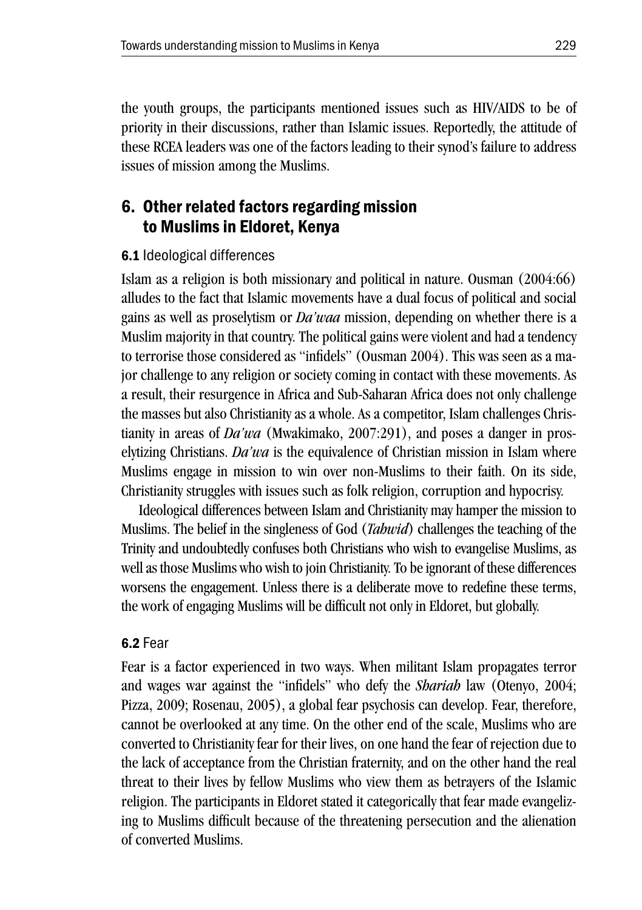the youth groups, the participants mentioned issues such as HIV/AIDS to be of priority in their discussions, rather than Islamic issues. Reportedly, the attitude of these RCEA leaders was one of the factors leading to their synod's failure to address issues of mission among the Muslims.

## 6. Other related factors regarding mission to Muslims in Eldoret, Kenya

### 6.1 Ideological differences

Islam as a religion is both missionary and political in nature. Ousman (2004:66) alludes to the fact that Islamic movements have a dual focus of political and social gains as well as proselytism or *Da'waa* mission, depending on whether there is a Muslim majority in that country. The political gains were violent and had a tendency to terrorise those considered as "infidels" (Ousman 2004). This was seen as a major challenge to any religion or society coming in contact with these movements. As a result, their resurgence in Africa and Sub-Saharan Africa does not only challenge the masses but also Christianity as a whole. As a competitor, Islam challenges Christianity in areas of *Da'wa* (Mwakimako, 2007:291), and poses a danger in proselytizing Christians. *Da'wa* is the equivalence of Christian mission in Islam where Muslims engage in mission to win over non-Muslims to their faith. On its side, Christianity struggles with issues such as folk religion, corruption and hypocrisy.

Ideological differences between Islam and Christianity may hamper the mission to Muslims. The belief in the singleness of God (*Tahwid*) challenges the teaching of the Trinity and undoubtedly confuses both Christians who wish to evangelise Muslims, as well as those Muslims who wish to join Christianity. To be ignorant of these differences worsens the engagement. Unless there is a deliberate move to redefine these terms, the work of engaging Muslims will be difficult not only in Eldoret, but globally.

### 6.2 Fear

Fear is a factor experienced in two ways. When militant Islam propagates terror and wages war against the "infidels" who defy the *Shariah* law (Otenyo, 2004; Pizza, 2009; Rosenau, 2005), a global fear psychosis can develop. Fear, therefore, cannot be overlooked at any time. On the other end of the scale, Muslims who are converted to Christianity fear for their lives, on one hand the fear of rejection due to the lack of acceptance from the Christian fraternity, and on the other hand the real threat to their lives by fellow Muslims who view them as betrayers of the Islamic religion. The participants in Eldoret stated it categorically that fear made evangelizing to Muslims difficult because of the threatening persecution and the alienation of converted Muslims.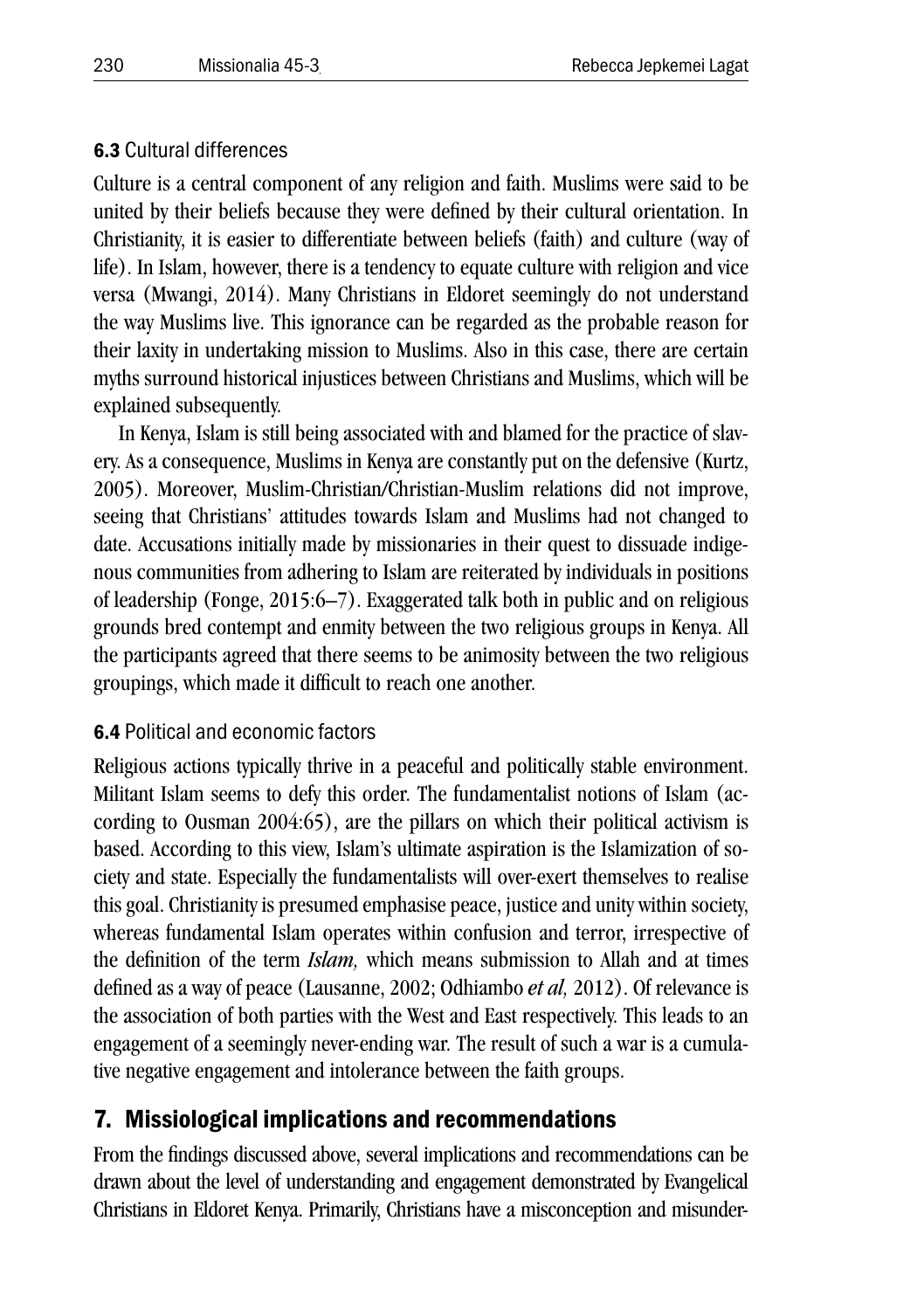### **6.3** Cultural differences

Culture is a central component of any religion and faith. Muslims were said to be united by their beliefs because they were defined by their cultural orientation. In Christianity, it is easier to differentiate between beliefs (faith) and culture (way of life). In Islam, however, there is a tendency to equate culture with religion and vice versa (Mwangi, 2014). Many Christians in Eldoret seemingly do not understand the way Muslims live. This ignorance can be regarded as the probable reason for their laxity in undertaking mission to Muslims. Also in this case, there are certain myths surround historical injustices between Christians and Muslims, which will be explained subsequently.

In Kenya, Islam is still being associated with and blamed for the practice of slavery. As a consequence, Muslims in Kenya are constantly put on the defensive (Kurtz, 2005). Moreover, Muslim-Christian/Christian-Muslim relations did not improve, seeing that Christians' attitudes towards Islam and Muslims had not changed to date. Accusations initially made by missionaries in their quest to dissuade indigenous communities from adhering to Islam are reiterated by individuals in positions of leadership (Fonge, 2015:6–7). Exaggerated talk both in public and on religious grounds bred contempt and enmity between the two religious groups in Kenya. All the participants agreed that there seems to be animosity between the two religious groupings, which made it difficult to reach one another.

### **6.4** Political and economic factors

Religious actions typically thrive in a peaceful and politically stable environment. Militant Islam seems to defy this order. The fundamentalist notions of Islam (according to Ousman 2004:65), are the pillars on which their political activism is based. According to this view, Islam's ultimate aspiration is the Islamization of society and state. Especially the fundamentalists will over-exert themselves to realise this goal. Christianity is presumed emphasise peace, justice and unity within society, whereas fundamental Islam operates within confusion and terror, irrespective of the definition of the term *Islam,* which means submission to Allah and at times defined as a way of peace (Lausanne, 2002; Odhiambo *et al,* 2012). Of relevance is the association of both parties with the West and East respectively. This leads to an engagement of a seemingly never-ending war. The result of such a war is a cumulative negative engagement and intolerance between the faith groups.

## 7. Missiological implications and recommendations

From the findings discussed above, several implications and recommendations can be drawn about the level of understanding and engagement demonstrated by Evangelical Christians in Eldoret Kenya. Primarily, Christians have a misconception and misunder-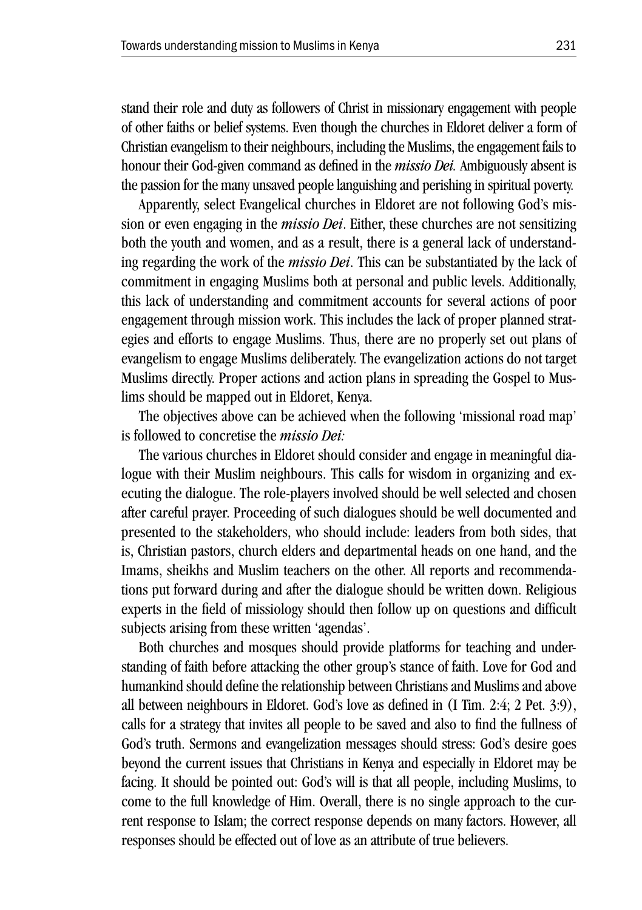stand their role and duty as followers of Christ in missionary engagement with people of other faiths or belief systems. Even though the churches in Eldoret deliver a form of Christian evangelism to their neighbours, including the Muslims, the engagement fails to honour their God-given command as defined in the *missio Dei.* Ambiguously absent is the passion for the many unsaved people languishing and perishing in spiritual poverty.

Apparently, select Evangelical churches in Eldoret are not following God's mission or even engaging in the *missio Dei*. Either, these churches are not sensitizing both the youth and women, and as a result, there is a general lack of understanding regarding the work of the *missio Dei*. This can be substantiated by the lack of commitment in engaging Muslims both at personal and public levels. Additionally, this lack of understanding and commitment accounts for several actions of poor engagement through mission work. This includes the lack of proper planned strategies and efforts to engage Muslims. Thus, there are no properly set out plans of evangelism to engage Muslims deliberately. The evangelization actions do not target Muslims directly. Proper actions and action plans in spreading the Gospel to Muslims should be mapped out in Eldoret, Kenya.

The objectives above can be achieved when the following 'missional road map' is followed to concretise the *missio Dei:*

The various churches in Eldoret should consider and engage in meaningful dialogue with their Muslim neighbours. This calls for wisdom in organizing and executing the dialogue. The role-players involved should be well selected and chosen after careful prayer. Proceeding of such dialogues should be well documented and presented to the stakeholders, who should include: leaders from both sides, that is, Christian pastors, church elders and departmental heads on one hand, and the Imams, sheikhs and Muslim teachers on the other. All reports and recommendations put forward during and after the dialogue should be written down. Religious experts in the field of missiology should then follow up on questions and difficult subjects arising from these written 'agendas'.

Both churches and mosques should provide platforms for teaching and understanding of faith before attacking the other group's stance of faith. Love for God and humankind should define the relationship between Christians and Muslims and above all between neighbours in Eldoret. God's love as defined in (I Tim. 2:4; 2 Pet. 3:9), calls for a strategy that invites all people to be saved and also to find the fullness of God's truth. Sermons and evangelization messages should stress: God's desire goes beyond the current issues that Christians in Kenya and especially in Eldoret may be facing. It should be pointed out: God's will is that all people, including Muslims, to come to the full knowledge of Him. Overall, there is no single approach to the current response to Islam; the correct response depends on many factors. However, all responses should be effected out of love as an attribute of true believers.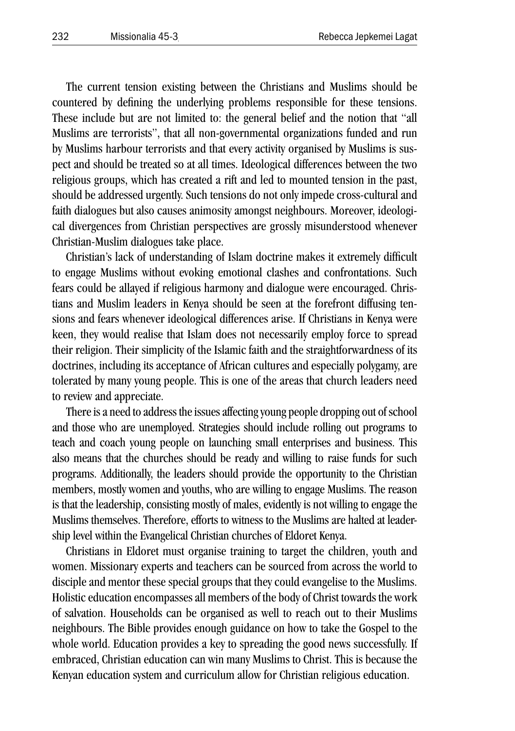The current tension existing between the Christians and Muslims should be countered by defining the underlying problems responsible for these tensions. These include but are not limited to: the general belief and the notion that "all Muslims are terrorists", that all non-governmental organizations funded and run by Muslims harbour terrorists and that every activity organised by Muslims is suspect and should be treated so at all times. Ideological differences between the two religious groups, which has created a rift and led to mounted tension in the past, should be addressed urgently. Such tensions do not only impede cross-cultural and faith dialogues but also causes animosity amongst neighbours. Moreover, ideological divergences from Christian perspectives are grossly misunderstood whenever Christian-Muslim dialogues take place.

Christian's lack of understanding of Islam doctrine makes it extremely difficult to engage Muslims without evoking emotional clashes and confrontations. Such fears could be allayed if religious harmony and dialogue were encouraged. Christians and Muslim leaders in Kenya should be seen at the forefront diffusing tensions and fears whenever ideological differences arise. If Christians in Kenya were keen, they would realise that Islam does not necessarily employ force to spread their religion. Their simplicity of the Islamic faith and the straightforwardness of its doctrines, including its acceptance of African cultures and especially polygamy, are tolerated by many young people. This is one of the areas that church leaders need to review and appreciate.

There is a need to address the issues affecting young people dropping out of school and those who are unemployed. Strategies should include rolling out programs to teach and coach young people on launching small enterprises and business. This also means that the churches should be ready and willing to raise funds for such programs. Additionally, the leaders should provide the opportunity to the Christian members, mostly women and youths, who are willing to engage Muslims. The reason is that the leadership, consisting mostly of males, evidently is not willing to engage the Muslims themselves. Therefore, efforts to witness to the Muslims are halted at leadership level within the Evangelical Christian churches of Eldoret Kenya.

Christians in Eldoret must organise training to target the children, youth and women. Missionary experts and teachers can be sourced from across the world to disciple and mentor these special groups that they could evangelise to the Muslims. Holistic education encompasses all members of the body of Christ towards the work of salvation. Households can be organised as well to reach out to their Muslims neighbours. The Bible provides enough guidance on how to take the Gospel to the whole world. Education provides a key to spreading the good news successfully. If embraced, Christian education can win many Muslims to Christ. This is because the Kenyan education system and curriculum allow for Christian religious education.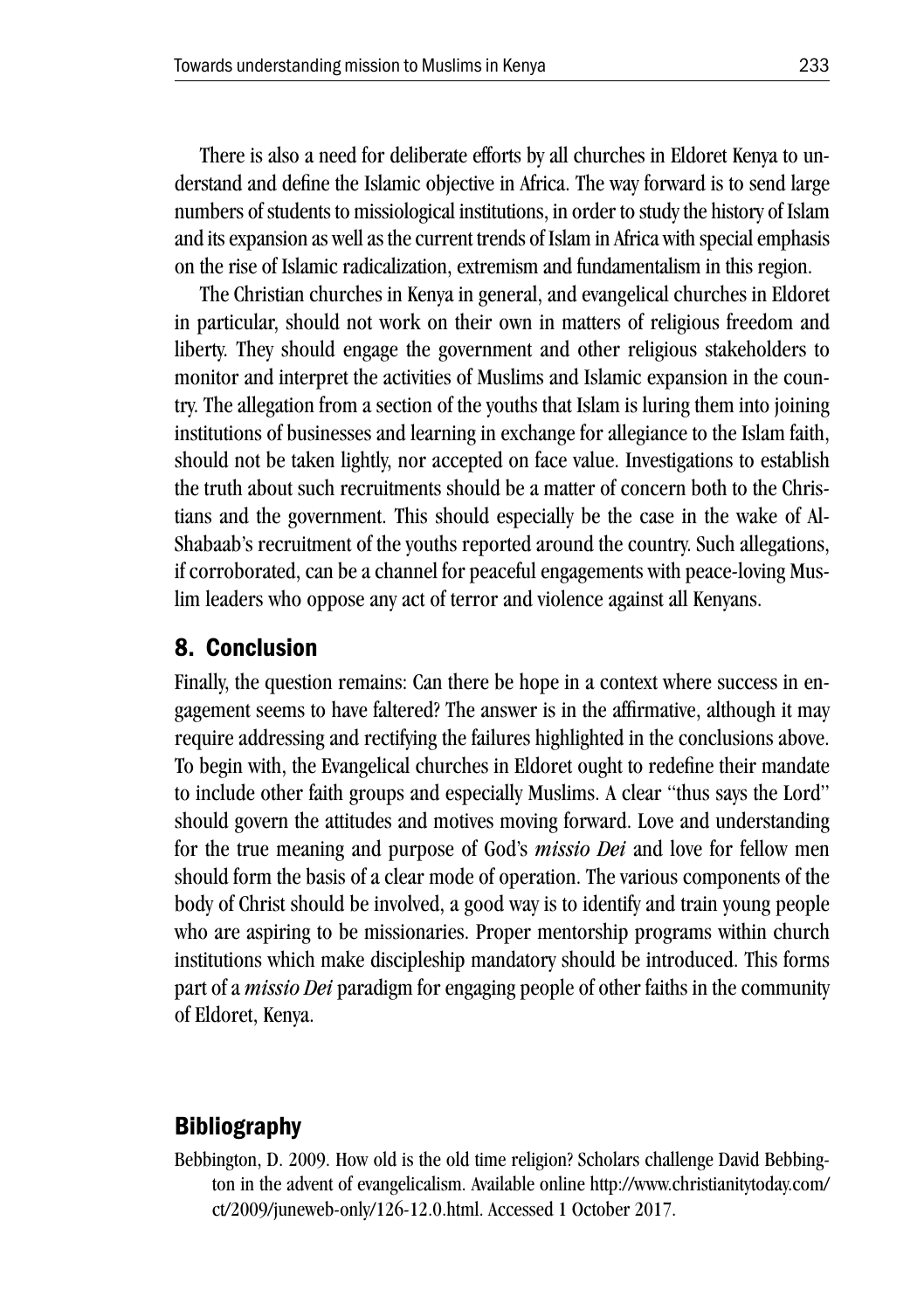There is also a need for deliberate efforts by all churches in Eldoret Kenya to understand and define the Islamic objective in Africa. The way forward is to send large numbers of students to missiological institutions, in order to study the history of Islam and its expansion as well as the current trends of Islam in Africa with special emphasis on the rise of Islamic radicalization, extremism and fundamentalism in this region.

The Christian churches in Kenya in general, and evangelical churches in Eldoret in particular, should not work on their own in matters of religious freedom and liberty. They should engage the government and other religious stakeholders to monitor and interpret the activities of Muslims and Islamic expansion in the country. The allegation from a section of the youths that Islam is luring them into joining institutions of businesses and learning in exchange for allegiance to the Islam faith, should not be taken lightly, nor accepted on face value. Investigations to establish the truth about such recruitments should be a matter of concern both to the Christians and the government. This should especially be the case in the wake of Al-Shabaab's recruitment of the youths reported around the country. Such allegations, if corroborated, can be a channel for peaceful engagements with peace-loving Muslim leaders who oppose any act of terror and violence against all Kenyans.

## 8. Conclusion

Finally, the question remains: Can there be hope in a context where success in engagement seems to have faltered? The answer is in the affirmative, although it may require addressing and rectifying the failures highlighted in the conclusions above. To begin with, the Evangelical churches in Eldoret ought to redefine their mandate to include other faith groups and especially Muslims. A clear "thus says the Lord" should govern the attitudes and motives moving forward. Love and understanding for the true meaning and purpose of God's *missio Dei* and love for fellow men should form the basis of a clear mode of operation. The various components of the body of Christ should be involved, a good way is to identify and train young people who are aspiring to be missionaries. Proper mentorship programs within church institutions which make discipleship mandatory should be introduced. This forms part of a *missio Dei* paradigm for engaging people of other faiths in the community of Eldoret, Kenya.

## Bibliography

Bebbington, D. 2009. How old is the old time religion? Scholars challenge David Bebbington in the advent of evangelicalism. Available online http://www.christianitytoday.com/ct/2009/juneweb-only/126-12.0.html. Accessed 1 October 2017.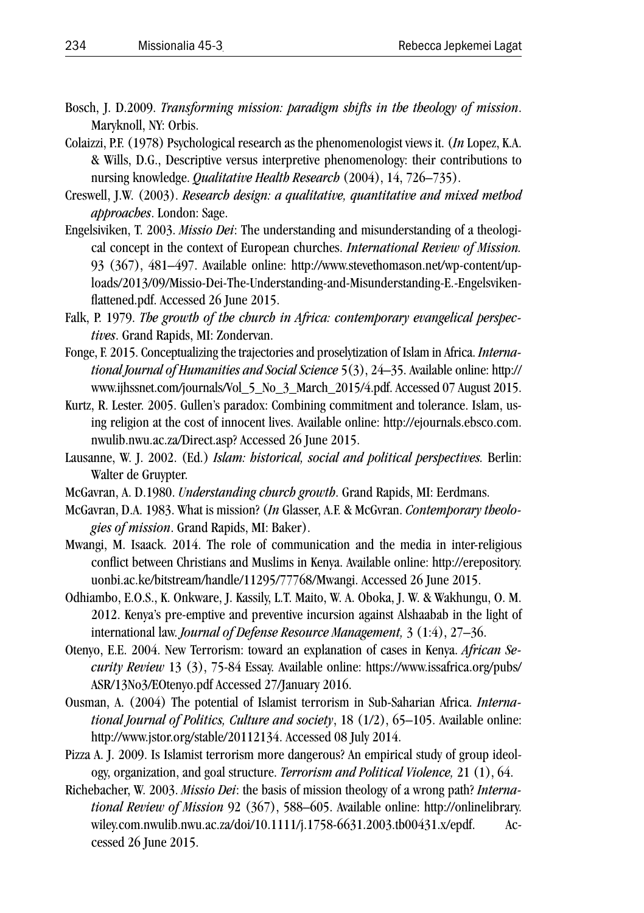Bosch, J. D.2009. *Transforming mission: paradigm shifts in the theology of mission*. Maryknoll, NY: Orbis.

Colaizzi, P.F. (1978) Psychological research as the phenomenologist views it. (*In* Lopez, K.A. & Wills, D.G., Descriptive versus interpretive phenomenology: their contributions to nursing knowledge. *Qualitative Health Research* (2004), 14, 726–735).

Creswell, J.W. (2003). *Research design: a qualitative, quantitative and mixed method approaches*. London: Sage.

Engelsiviken, T. 2003. *Missio Dei*: The understanding and misunderstanding of a theological concept in the context of European churches. *International Review of Mission.* 93 (367), 481–497. Available online: http://www.stevethomason.net/wp-content/uploads/2013/09/Missio-Dei-The-Understanding-and-Misunderstanding-E.-Engelsviken-flattened.pdf. Accessed 26 June 2015.

Falk, P. 1979. *The growth of the church in Africa: contemporary evangelical perspectives*. Grand Rapids, MI: Zondervan.

Fonge, F. 2015. Conceptualizing the trajectories and proselytization of Islam in Africa. *International Journal of Humanities and Social Science* 5(3), 24–35. Available online: http://www.ijhssnet.com/journals/Vol_5_No_3_March_2015/4.pdf. Accessed 07 August 2015.

Kurtz, R. Lester. 2005. Gullen's paradox: Combining commitment and tolerance. Islam, using religion at the cost of innocent lives. Available online: http://ejournals.ebsco.com.nwulib.nwu.ac.za/Direct.asp? Accessed 26 June 2015.

Lausanne, W. J. 2002. (Ed.) *Islam: historical, social and political perspectives.* Berlin: Walter de Gruypter.

McGavran, A. D.1980. *Understanding church growth*. Grand Rapids, MI: Eerdmans.

McGavran, D.A. 1983. What is mission? (*In* Glasser, A.F. & McGvran. *Contemporary theologies of mission*. Grand Rapids, MI: Baker).

Mwangi, M. Isaack. 2014. The role of communication and the media in inter-religious conflict between Christians and Muslims in Kenya. Available online: http://erepository.uonbi.ac.ke/bitstream/handle/11295/77768/Mwangi. Accessed 26 June 2015.

Odhiambo, E.O.S., K. Onkware, J. Kassily, L.T. Maito, W. A. Oboka, J. W. & Wakhungu, O. M. 2012. Kenya's pre-emptive and preventive incursion against Alshaabab in the light of international law. *Journal of Defense Resource Management,* 3 (1:4), 27–36.

Otenyo, E.E. 2004. New Terrorism: toward an explanation of cases in Kenya. *African Security Review* 13 (3), 75-84 Essay. Available online: https://www.issafrica.org/pubs/ASR/13No3/EOtenyo.pdf Accessed 27/January 2016.

Ousman, A. (2004) The potential of Islamist terrorism in Sub-Saharian Africa. *International Journal of Politics, Culture and society*, 18 (1/2), 65–105. Available online: http://www.jstor.org/stable/20112134. Accessed 08 July 2014.

Pizza A. J. 2009. Is Islamist terrorism more dangerous? An empirical study of group ideology, organization, and goal structure. *Terrorism and Political Violence,* 21 (1), 64.

Richebacher, W. 2003. *Missio Dei*: the basis of mission theology of a wrong path? *International Review of Mission* 92 (367), 588–605. Available online: http://onlinelibrary.wiley.com.nwulib.nwu.ac.za/doi/10.1111/j.1758-6631.2003.tb00431.x/epdf. Accessed 26 June 2015.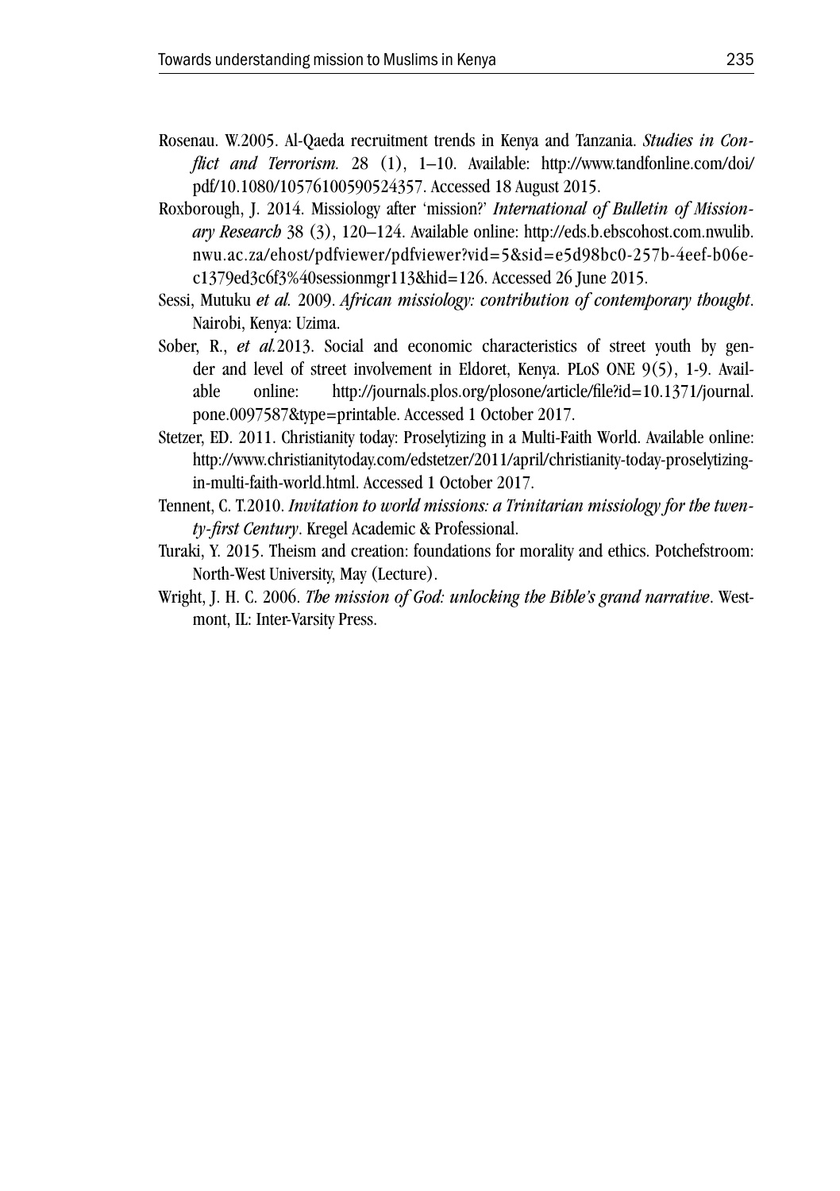Rosenau. W.2005. Al-Qaeda recruitment trends in Kenya and Tanzania. *Studies in Conflict and Terrorism.* 28 (1), 1–10. Available: http://www.tandfonline.com/doi/pdf/10.1080/10576100590524357. Accessed 18 August 2015.

Roxborough, J. 2014. Missiology after 'mission?' *International of Bulletin of Missionary Research* 38 (3), 120–124. Available online: http://eds.b.ebscohost.com.nwulib.nwu.ac.za/ehost/pdfviewer/pdfviewer?vid=5&sid=e5d98bc0-257b-4eef-b06e-c1379ed3c6f3%40sessionmgr113&hid=126. Accessed 26 June 2015.

Sessi, Mutuku *et al.* 2009. *African missiology: contribution of contemporary thought*. Nairobi, Kenya: Uzima.

Sober, R., *et al.*2013. Social and economic characteristics of street youth by gender and level of street involvement in Eldoret, Kenya. PLoS ONE 9(5), 1-9. Available online: http://journals.plos.org/plosone/article/file?id=10.1371/journal.pone.0097587&type=printable. Accessed 1 October 2017.

Stetzer, ED. 2011. Christianity today: Proselytizing in a Multi-Faith World. Available online: http://www.christianitytoday.com/edstetzer/2011/april/christianity-today-proselytizing-in-multi-faith-world.html. Accessed 1 October 2017.

Tennent, C. T.2010. *Invitation to world missions: a Trinitarian missiology for the twenty-first Century*. Kregel Academic & Professional.

Turaki, Y. 2015. Theism and creation: foundations for morality and ethics. Potchefstroom: North-West University, May (Lecture).

Wright, J. H. C. 2006. *The mission of God: unlocking the Bible's grand narrative*. Westmont, IL: Inter-Varsity Press.